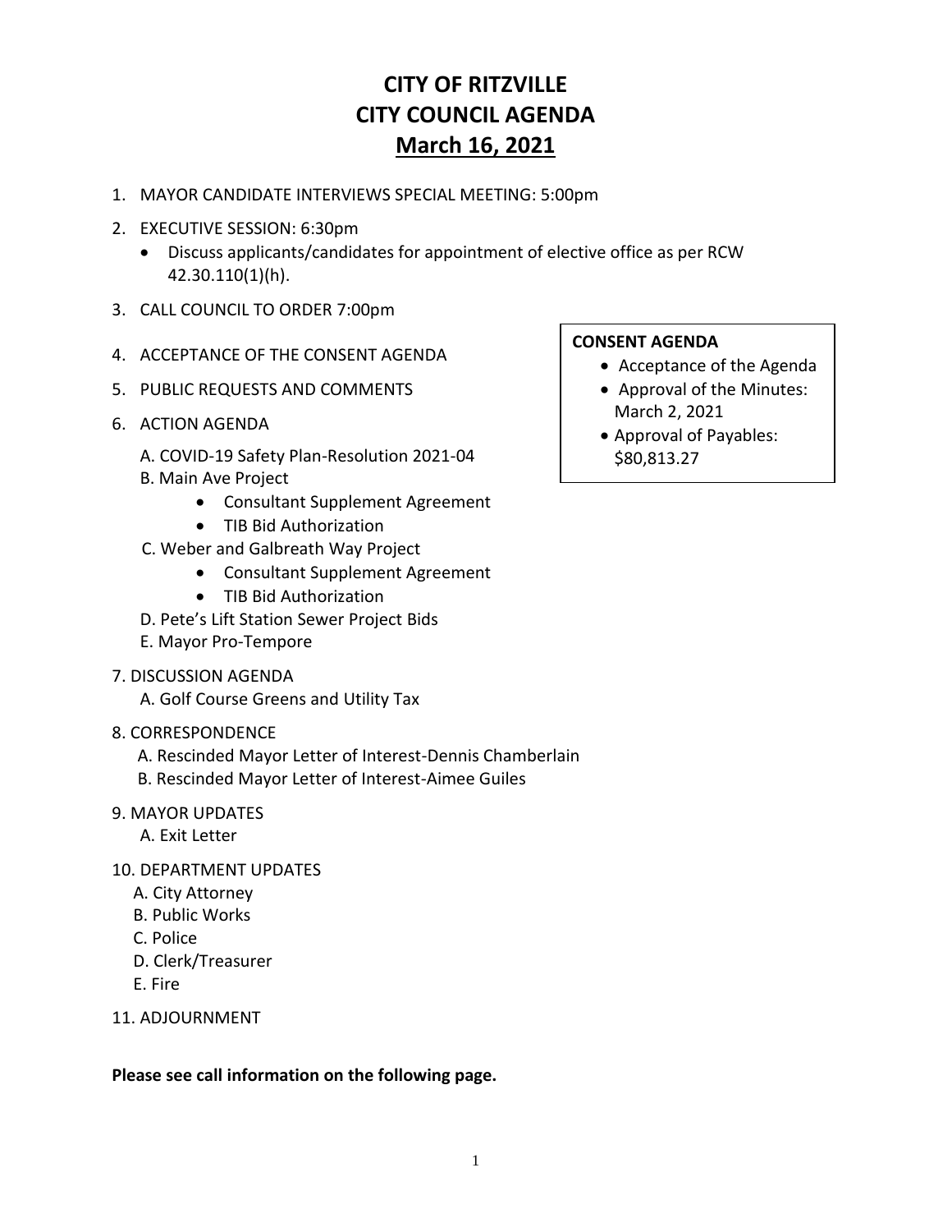# CITY OF RITZVILLE
# CITY COUNCIL AGENDA
# March 16, 2021

1. MAYOR CANDIDATE INTERVIEWS SPECIAL MEETING: 5:00pm
2. EXECUTIVE SESSION: 6:30pm
   - Discuss applicants/candidates for appointment of elective office as per RCW 42.30.110(1)(h).
3. CALL COUNCIL TO ORDER 7:00pm
4. ACCEPTANCE OF THE CONSENT AGENDA
5. PUBLIC REQUESTS AND COMMENTS
6. ACTION AGENDA

   A. COVID-19 Safety Plan-Resolution 2021-04

   B. Main Ave Project
   - Consultant Supplement Agreement
   - TIB Bid Authorization

   C. Weber and Galbreath Way Project
   - Consultant Supplement Agreement
   - TIB Bid Authorization

   D. Pete's Lift Station Sewer Project Bids

   E. Mayor Pro-Tempore

7. DISCUSSION AGENDA

   A. Golf Course Greens and Utility Tax

8. CORRESPONDENCE

   A. Rescinded Mayor Letter of Interest-Dennis Chamberlain

   B. Rescinded Mayor Letter of Interest-Aimee Guiles

9. MAYOR UPDATES

   A. Exit Letter

10. DEPARTMENT UPDATES

    A. City Attorney

    B. Public Works

    C. Police

    D. Clerk/Treasurer

    E. Fire

11. ADJOURNMENT

**CONSENT AGENDA**
- Acceptance of the Agenda
- Approval of the Minutes: March 2, 2021
- Approval of Payables: $80,813.27

**Please see call information on the following page.**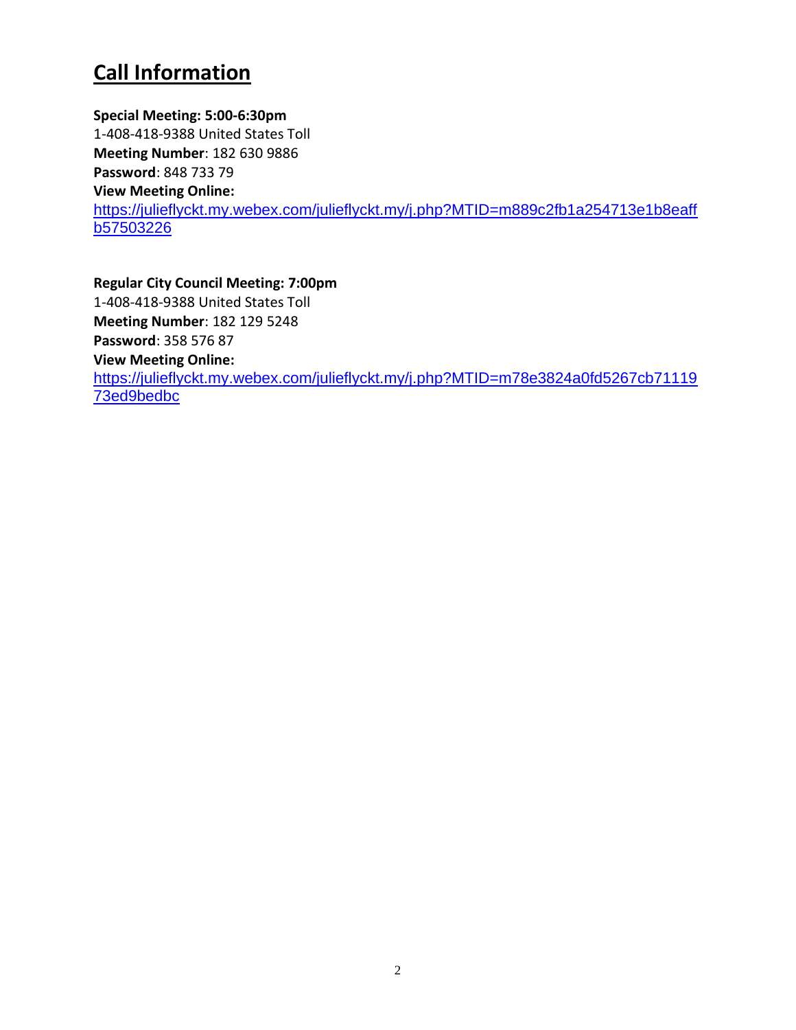## Call Information

**Special Meeting: 5:00-6:30pm**
1-408-418-9388 United States Toll
**Meeting Number**: 182 630 9886
**Password**: 848 733 79
**View Meeting Online:**
https://julieflyckt.my.webex.com/julieflyckt.my/j.php?MTID=m889c2fb1a254713e1b8eaffb57503226

**Regular City Council Meeting: 7:00pm**
1-408-418-9388 United States Toll
**Meeting Number**: 182 129 5248
**Password**: 358 576 87
**View Meeting Online:**
https://julieflyckt.my.webex.com/julieflyckt.my/j.php?MTID=m78e3824a0fd5267cb7111973ed9bedbc